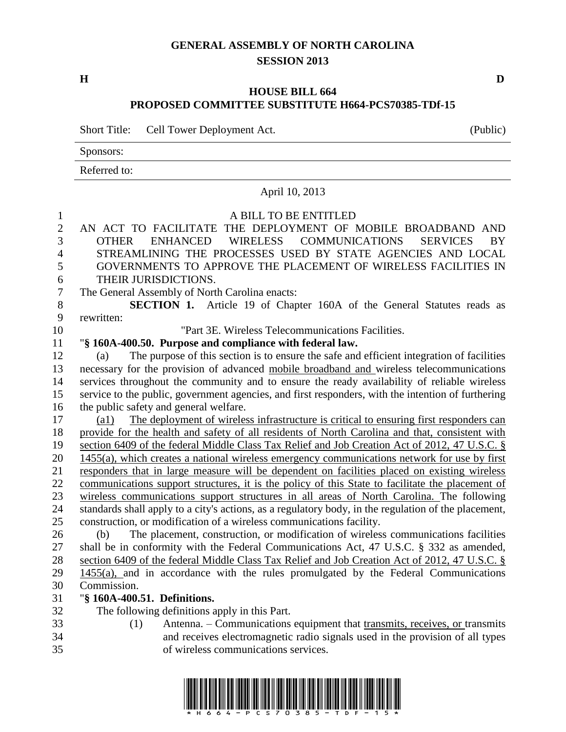# GENERAL ASSEMBLY OF NORTH CAROLINA
## SESSION 2013

**H** **D**

### HOUSE BILL 664
### PROPOSED COMMITTEE SUBSTITUTE H664-PCS70385-TDf-15

Short Title: Cell Tower Deployment Act. (Public)

Sponsors:

Referred to:

April 10, 2013

A BILL TO BE ENTITLED

AN ACT TO FACILITATE THE DEPLOYMENT OF MOBILE BROADBAND AND OTHER ENHANCED WIRELESS COMMUNICATIONS SERVICES BY STREAMLINING THE PROCESSES USED BY STATE AGENCIES AND LOCAL GOVERNMENTS TO APPROVE THE PLACEMENT OF WIRELESS FACILITIES IN THEIR JURISDICTIONS.

The General Assembly of North Carolina enacts:

**SECTION 1.** Article 19 of Chapter 160A of the General Statutes reads as rewritten:

"Part 3E. Wireless Telecommunications Facilities.

"**§ 160A-400.50. Purpose and compliance with federal law.**

(a) The purpose of this section is to ensure the safe and efficient integration of facilities necessary for the provision of advanced <u>mobile broadband and</u> wireless telecommunications services throughout the community and to ensure the ready availability of reliable wireless service to the public, government agencies, and first responders, with the intention of furthering the public safety and general welfare.

<u>(a1) The deployment of wireless infrastructure is critical to ensuring first responders can provide for the health and safety of all residents of North Carolina and that, consistent with section 6409 of the federal Middle Class Tax Relief and Job Creation Act of 2012, 47 U.S.C. § 1455(a), which creates a national wireless emergency communications network for use by first responders that in large measure will be dependent on facilities placed on existing wireless communications support structures, it is the policy of this State to facilitate the placement of wireless communications support structures in all areas of North Carolina.</u> The following standards shall apply to a city's actions, as a regulatory body, in the regulation of the placement, construction, or modification of a wireless communications facility.

(b) The placement, construction, or modification of wireless communications facilities shall be in conformity with the Federal Communications Act, 47 U.S.C. § 332 as amended, <u>section 6409 of the federal Middle Class Tax Relief and Job Creation Act of 2012, 47 U.S.C. § 1455(a),</u> and in accordance with the rules promulgated by the Federal Communications Commission.

"**§ 160A-400.51. Definitions.**

The following definitions apply in this Part.

(1) Antenna. – Communications equipment that <u>transmits, receives, or</u> transmits and receives electromagnetic radio signals used in the provision of all types of wireless communications services.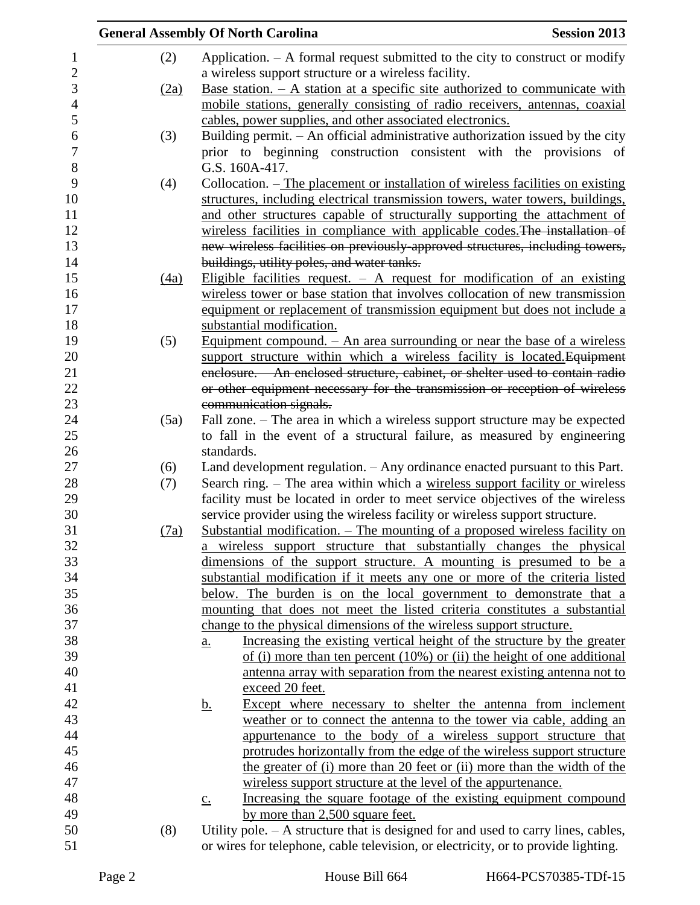(2) Application. – A formal request submitted to the city to construct or modify a wireless support structure or a wireless facility.

(2a) Base station. – A station at a specific site authorized to communicate with mobile stations, generally consisting of radio receivers, antennas, coaxial cables, power supplies, and other associated electronics.

(3) Building permit. – An official administrative authorization issued by the city prior to beginning construction consistent with the provisions of G.S. 160A-417.

(4) Collocation. – The placement or installation of wireless facilities on existing structures, including electrical transmission towers, water towers, buildings, and other structures capable of structurally supporting the attachment of wireless facilities in compliance with applicable codes.~~The installation of new wireless facilities on previously-approved structures, including towers, buildings, utility poles, and water tanks.~~

(4a) Eligible facilities request. – A request for modification of an existing wireless tower or base station that involves collocation of new transmission equipment or replacement of transmission equipment but does not include a substantial modification.

(5) Equipment compound. – An area surrounding or near the base of a wireless support structure within which a wireless facility is located.~~Equipment enclosure. – An enclosed structure, cabinet, or shelter used to contain radio or other equipment necessary for the transmission or reception of wireless communication signals.~~

(5a) Fall zone. – The area in which a wireless support structure may be expected to fall in the event of a structural failure, as measured by engineering standards.

(6) Land development regulation. – Any ordinance enacted pursuant to this Part.

(7) Search ring. – The area within which a wireless support facility or wireless facility must be located in order to meet service objectives of the wireless service provider using the wireless facility or wireless support structure.

(7a) Substantial modification. – The mounting of a proposed wireless facility on a wireless support structure that substantially changes the physical dimensions of the support structure. A mounting is presumed to be a substantial modification if it meets any one or more of the criteria listed below. The burden is on the local government to demonstrate that a mounting that does not meet the listed criteria constitutes a substantial change to the physical dimensions of the wireless support structure.

a. Increasing the existing vertical height of the structure by the greater of (i) more than ten percent (10%) or (ii) the height of one additional antenna array with separation from the nearest existing antenna not to exceed 20 feet.

b. Except where necessary to shelter the antenna from inclement weather or to connect the antenna to the tower via cable, adding an appurtenance to the body of a wireless support structure that protrudes horizontally from the edge of the wireless support structure the greater of (i) more than 20 feet or (ii) more than the width of the wireless support structure at the level of the appurtenance.

c. Increasing the square footage of the existing equipment compound by more than 2,500 square feet.

(8) Utility pole. – A structure that is designed for and used to carry lines, cables, or wires for telephone, cable television, or electricity, or to provide lighting.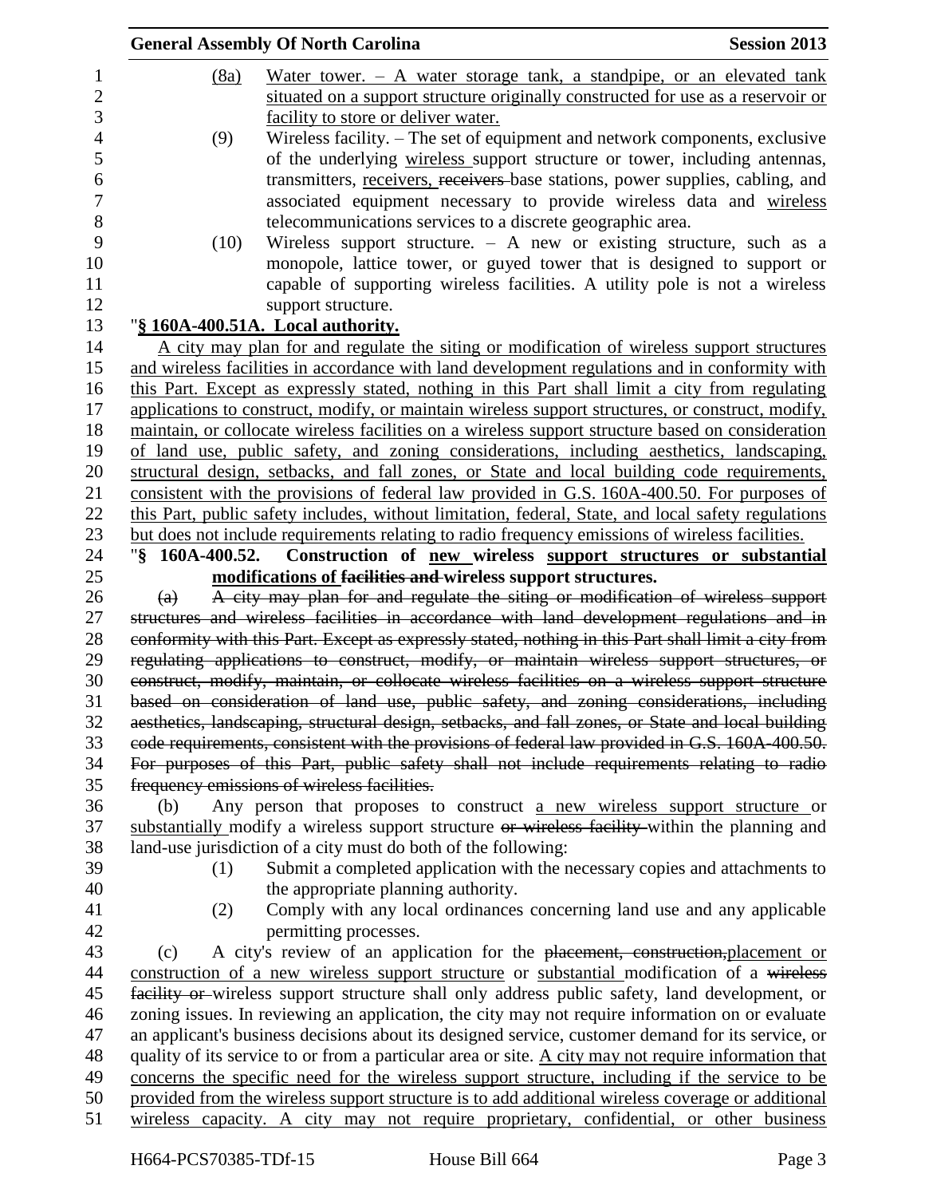(8a) Water tower. – A water storage tank, a standpipe, or an elevated tank situated on a support structure originally constructed for use as a reservoir or facility to store or deliver water.

(9) Wireless facility. – The set of equipment and network components, exclusive of the underlying wireless support structure or tower, including antennas, transmitters, receivers, ~~receivers~~ base stations, power supplies, cabling, and associated equipment necessary to provide wireless data and wireless telecommunications services to a discrete geographic area.

(10) Wireless support structure. – A new or existing structure, such as a monopole, lattice tower, or guyed tower that is designed to support or capable of supporting wireless facilities. A utility pole is not a wireless support structure.

"**§ 160A-400.51A. Local authority.**

A city may plan for and regulate the siting or modification of wireless support structures and wireless facilities in accordance with land development regulations and in conformity with this Part. Except as expressly stated, nothing in this Part shall limit a city from regulating applications to construct, modify, or maintain wireless support structures, or construct, modify, maintain, or collocate wireless facilities on a wireless support structure based on consideration of land use, public safety, and zoning considerations, including aesthetics, landscaping, structural design, setbacks, and fall zones, or State and local building code requirements, consistent with the provisions of federal law provided in G.S. 160A-400.50. For purposes of this Part, public safety includes, without limitation, federal, State, and local safety regulations but does not include requirements relating to radio frequency emissions of wireless facilities.

"**§ 160A-400.52. Construction of new wireless support structures or substantial modifications of ~~facilities and~~ wireless support structures.**

~~(a) A city may plan for and regulate the siting or modification of wireless support structures and wireless facilities in accordance with land development regulations and in conformity with this Part. Except as expressly stated, nothing in this Part shall limit a city from regulating applications to construct, modify, or maintain wireless support structures, or construct, modify, maintain, or collocate wireless facilities on a wireless support structure based on consideration of land use, public safety, and zoning considerations, including aesthetics, landscaping, structural design, setbacks, and fall zones, or State and local building code requirements, consistent with the provisions of federal law provided in G.S. 160A-400.50. For purposes of this Part, public safety shall not include requirements relating to radio frequency emissions of wireless facilities.~~

(b) Any person that proposes to construct a new wireless support structure or substantially modify a wireless support structure ~~or wireless facility~~ within the planning and land-use jurisdiction of a city must do both of the following:

(1) Submit a completed application with the necessary copies and attachments to the appropriate planning authority.

(2) Comply with any local ordinances concerning land use and any applicable permitting processes.

(c) A city's review of an application for the ~~placement, construction,~~placement or construction of a new wireless support structure or substantial modification of a ~~wireless facility or~~ wireless support structure shall only address public safety, land development, or zoning issues. In reviewing an application, the city may not require information on or evaluate an applicant's business decisions about its designed service, customer demand for its service, or quality of its service to or from a particular area or site. A city may not require information that concerns the specific need for the wireless support structure, including if the service to be provided from the wireless support structure is to add additional wireless coverage or additional wireless capacity. A city may not require proprietary, confidential, or other business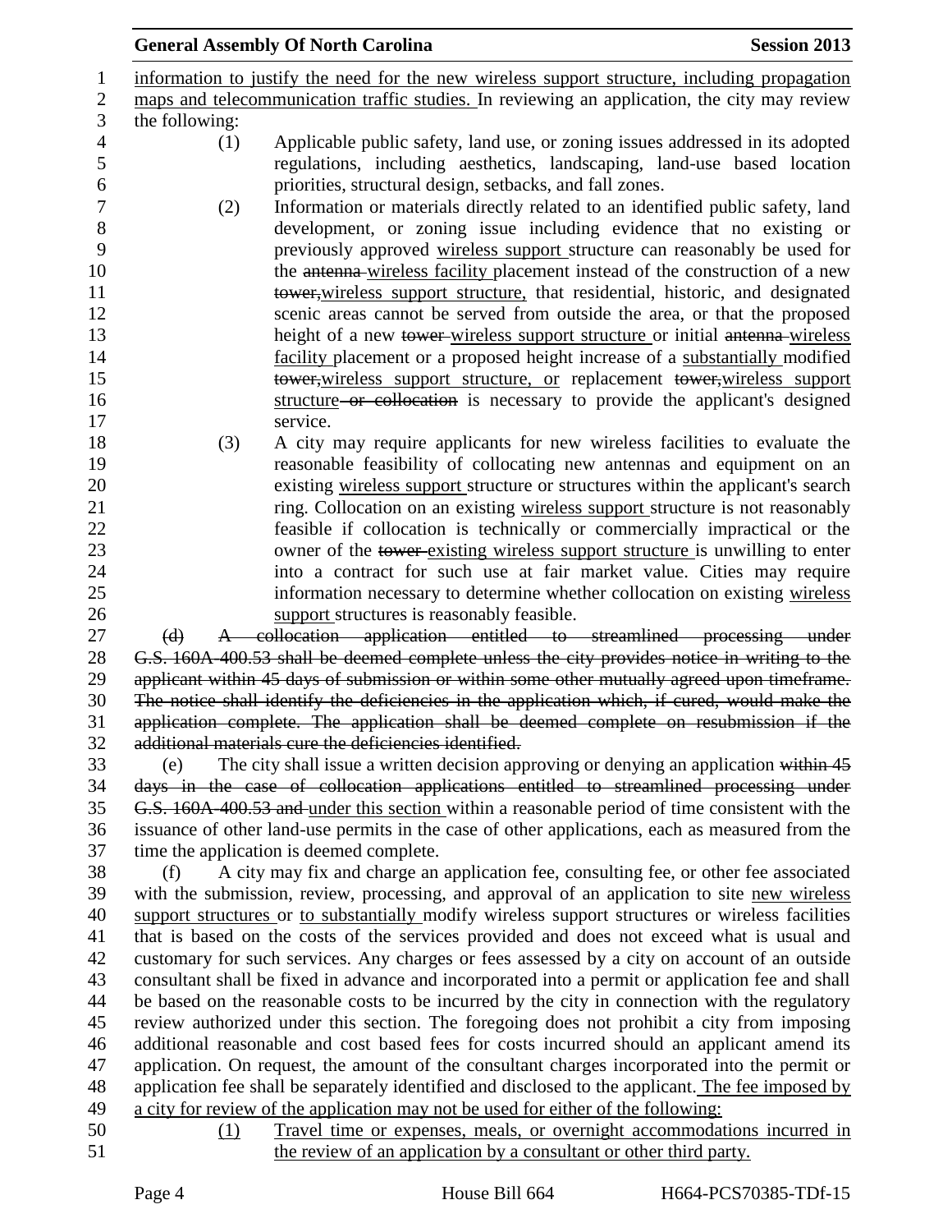information to justify the need for the new wireless support structure, including propagation maps and telecommunication traffic studies. In reviewing an application, the city may review the following:

(1) Applicable public safety, land use, or zoning issues addressed in its adopted regulations, including aesthetics, landscaping, land-use based location priorities, structural design, setbacks, and fall zones.

(2) Information or materials directly related to an identified public safety, land development, or zoning issue including evidence that no existing or previously approved wireless support structure can reasonably be used for the ~~antenna~~ wireless facility placement instead of the construction of a new ~~tower,~~wireless support structure, that residential, historic, and designated scenic areas cannot be served from outside the area, or that the proposed height of a new ~~tower~~ wireless support structure or initial ~~antenna~~ wireless facility placement or a proposed height increase of a substantially modified ~~tower,~~wireless support structure, or replacement ~~tower,~~wireless support structure ~~or collocation~~ is necessary to provide the applicant's designed service.

(3) A city may require applicants for new wireless facilities to evaluate the reasonable feasibility of collocating new antennas and equipment on an existing wireless support structure or structures within the applicant's search ring. Collocation on an existing wireless support structure is not reasonably feasible if collocation is technically or commercially impractical or the owner of the ~~tower~~ existing wireless support structure is unwilling to enter into a contract for such use at fair market value. Cities may require information necessary to determine whether collocation on existing wireless support structures is reasonably feasible.

~~(d) A collocation application entitled to streamlined processing under G.S. 160A-400.53 shall be deemed complete unless the city provides notice in writing to the applicant within 45 days of submission or within some other mutually agreed upon timeframe. The notice shall identify the deficiencies in the application which, if cured, would make the application complete. The application shall be deemed complete on resubmission if the additional materials cure the deficiencies identified.~~

(e) The city shall issue a written decision approving or denying an application ~~within 45 days in the case of collocation applications entitled to streamlined processing under G.S. 160A-400.53 and~~ under this section within a reasonable period of time consistent with the issuance of other land-use permits in the case of other applications, each as measured from the time the application is deemed complete.

(f) A city may fix and charge an application fee, consulting fee, or other fee associated with the submission, review, processing, and approval of an application to site new wireless support structures or to substantially modify wireless support structures or wireless facilities that is based on the costs of the services provided and does not exceed what is usual and customary for such services. Any charges or fees assessed by a city on account of an outside consultant shall be fixed in advance and incorporated into a permit or application fee and shall be based on the reasonable costs to be incurred by the city in connection with the regulatory review authorized under this section. The foregoing does not prohibit a city from imposing additional reasonable and cost based fees for costs incurred should an applicant amend its application. On request, the amount of the consultant charges incorporated into the permit or application fee shall be separately identified and disclosed to the applicant. The fee imposed by a city for review of the application may not be used for either of the following:

(1) Travel time or expenses, meals, or overnight accommodations incurred in the review of an application by a consultant or other third party.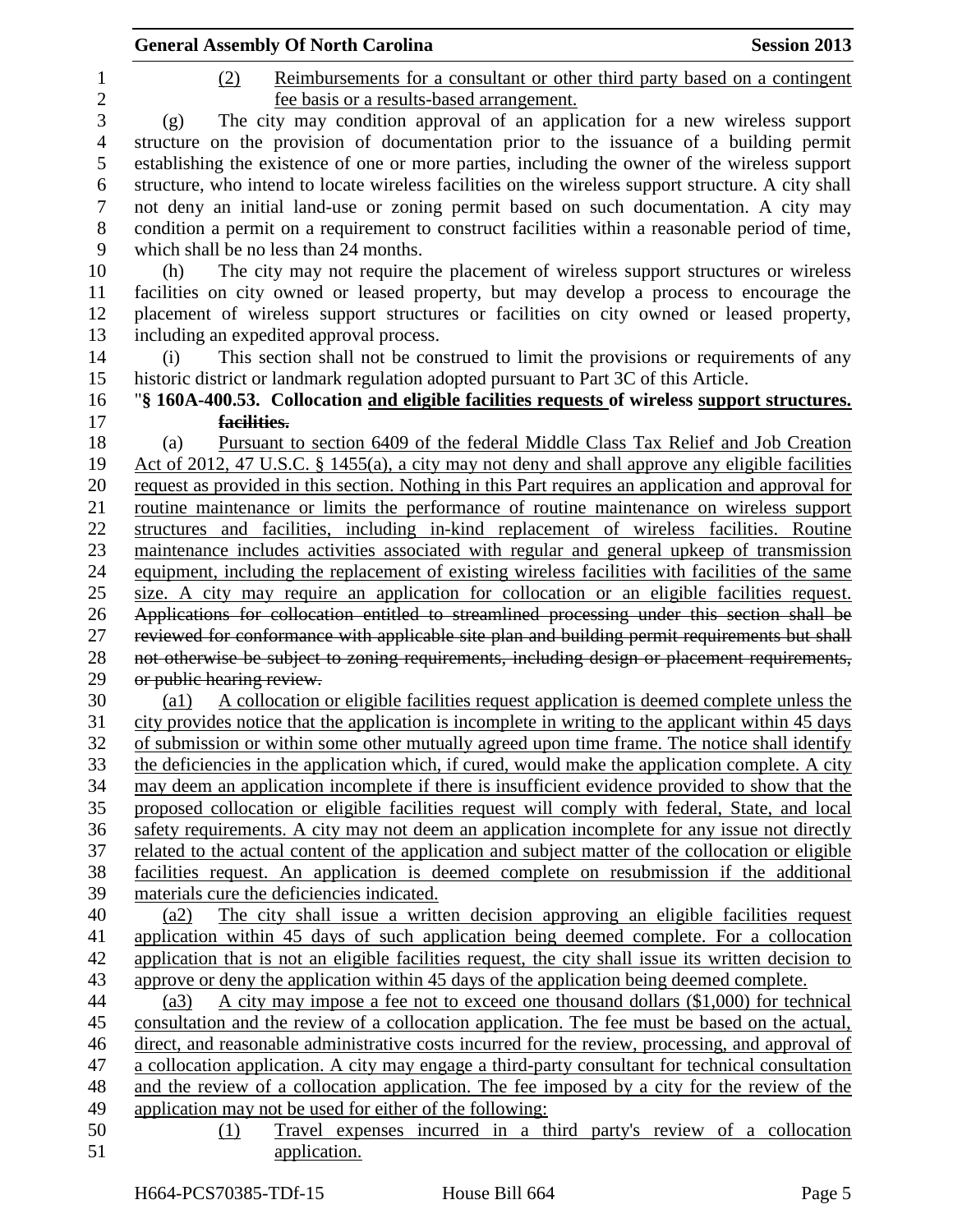(2) Reimbursements for a consultant or other third party based on a contingent fee basis or a results-based arrangement.

(g) The city may condition approval of an application for a new wireless support structure on the provision of documentation prior to the issuance of a building permit establishing the existence of one or more parties, including the owner of the wireless support structure, who intend to locate wireless facilities on the wireless support structure. A city shall not deny an initial land-use or zoning permit based on such documentation. A city may condition a permit on a requirement to construct facilities within a reasonable period of time, which shall be no less than 24 months.

(h) The city may not require the placement of wireless support structures or wireless facilities on city owned or leased property, but may develop a process to encourage the placement of wireless support structures or facilities on city owned or leased property, including an expedited approval process.

(i) This section shall not be construed to limit the provisions or requirements of any historic district or landmark regulation adopted pursuant to Part 3C of this Article.

"**§ 160A-400.53. Collocation and eligible facilities requests of wireless support structures. ~~facilities.~~**

(a) Pursuant to section 6409 of the federal Middle Class Tax Relief and Job Creation Act of 2012, 47 U.S.C. § 1455(a), a city may not deny and shall approve any eligible facilities request as provided in this section. Nothing in this Part requires an application and approval for routine maintenance or limits the performance of routine maintenance on wireless support structures and facilities, including in-kind replacement of wireless facilities. Routine maintenance includes activities associated with regular and general upkeep of transmission equipment, including the replacement of existing wireless facilities with facilities of the same size. A city may require an application for collocation or an eligible facilities request. ~~Applications for collocation entitled to streamlined processing under this section shall be reviewed for conformance with applicable site plan and building permit requirements but shall not otherwise be subject to zoning requirements, including design or placement requirements, or public hearing review.~~

(a1) A collocation or eligible facilities request application is deemed complete unless the city provides notice that the application is incomplete in writing to the applicant within 45 days of submission or within some other mutually agreed upon time frame. The notice shall identify the deficiencies in the application which, if cured, would make the application complete. A city may deem an application incomplete if there is insufficient evidence provided to show that the proposed collocation or eligible facilities request will comply with federal, State, and local safety requirements. A city may not deem an application incomplete for any issue not directly related to the actual content of the application and subject matter of the collocation or eligible facilities request. An application is deemed complete on resubmission if the additional materials cure the deficiencies indicated.

(a2) The city shall issue a written decision approving an eligible facilities request application within 45 days of such application being deemed complete. For a collocation application that is not an eligible facilities request, the city shall issue its written decision to approve or deny the application within 45 days of the application being deemed complete.

(a3) A city may impose a fee not to exceed one thousand dollars ($1,000) for technical consultation and the review of a collocation application. The fee must be based on the actual, direct, and reasonable administrative costs incurred for the review, processing, and approval of a collocation application. A city may engage a third-party consultant for technical consultation and the review of a collocation application. The fee imposed by a city for the review of the application may not be used for either of the following:

(1) Travel expenses incurred in a third party's review of a collocation application.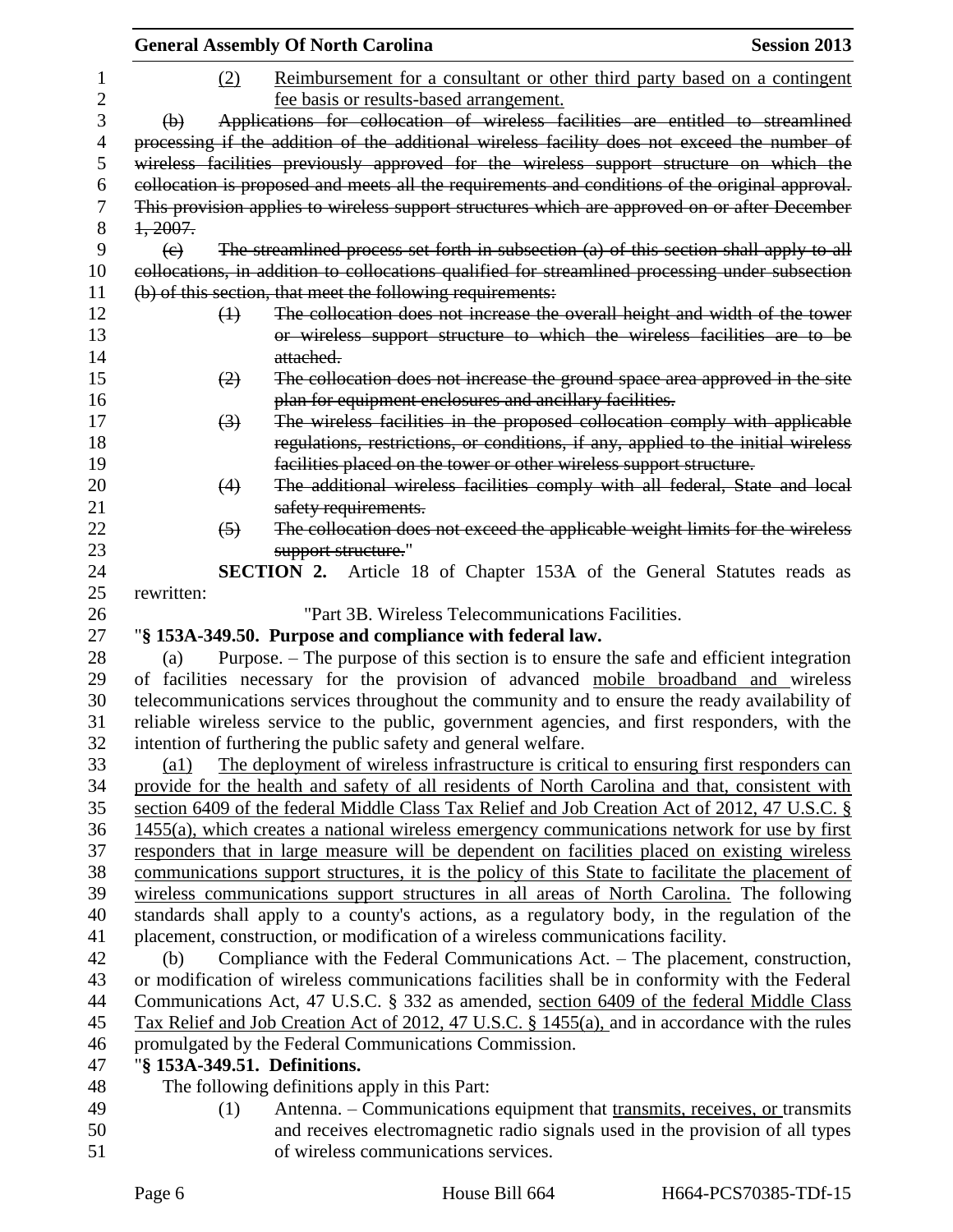(2) Reimbursement for a consultant or other third party based on a contingent fee basis or results-based arrangement.

~~(b) Applications for collocation of wireless facilities are entitled to streamlined processing if the addition of the additional wireless facility does not exceed the number of wireless facilities previously approved for the wireless support structure on which the collocation is proposed and meets all the requirements and conditions of the original approval. This provision applies to wireless support structures which are approved on or after December 1, 2007.~~

~~(c) The streamlined process set forth in subsection (a) of this section shall apply to all collocations, in addition to collocations qualified for streamlined processing under subsection (b) of this section, that meet the following requirements:~~

~~(1) The collocation does not increase the overall height and width of the tower or wireless support structure to which the wireless facilities are to be attached.~~

~~(2) The collocation does not increase the ground space area approved in the site plan for equipment enclosures and ancillary facilities.~~

~~(3) The wireless facilities in the proposed collocation comply with applicable regulations, restrictions, or conditions, if any, applied to the initial wireless facilities placed on the tower or other wireless support structure.~~

~~(4) The additional wireless facilities comply with all federal, State and local safety requirements.~~

~~(5) The collocation does not exceed the applicable weight limits for the wireless support structure.~~"

**SECTION 2.** Article 18 of Chapter 153A of the General Statutes reads as rewritten:

"Part 3B. Wireless Telecommunications Facilities.

"**§ 153A-349.50. Purpose and compliance with federal law.**

(a) Purpose. – The purpose of this section is to ensure the safe and efficient integration of facilities necessary for the provision of advanced mobile broadband and wireless telecommunications services throughout the community and to ensure the ready availability of reliable wireless service to the public, government agencies, and first responders, with the intention of furthering the public safety and general welfare.

(a1) The deployment of wireless infrastructure is critical to ensuring first responders can provide for the health and safety of all residents of North Carolina and that, consistent with section 6409 of the federal Middle Class Tax Relief and Job Creation Act of 2012, 47 U.S.C. § 1455(a), which creates a national wireless emergency communications network for use by first responders that in large measure will be dependent on facilities placed on existing wireless communications support structures, it is the policy of this State to facilitate the placement of wireless communications support structures in all areas of North Carolina. The following standards shall apply to a county's actions, as a regulatory body, in the regulation of the placement, construction, or modification of a wireless communications facility.

(b) Compliance with the Federal Communications Act. – The placement, construction, or modification of wireless communications facilities shall be in conformity with the Federal Communications Act, 47 U.S.C. § 332 as amended, section 6409 of the federal Middle Class Tax Relief and Job Creation Act of 2012, 47 U.S.C. § 1455(a), and in accordance with the rules promulgated by the Federal Communications Commission.

"**§ 153A-349.51. Definitions.**

The following definitions apply in this Part:

(1) Antenna. – Communications equipment that transmits, receives, or transmits and receives electromagnetic radio signals used in the provision of all types of wireless communications services.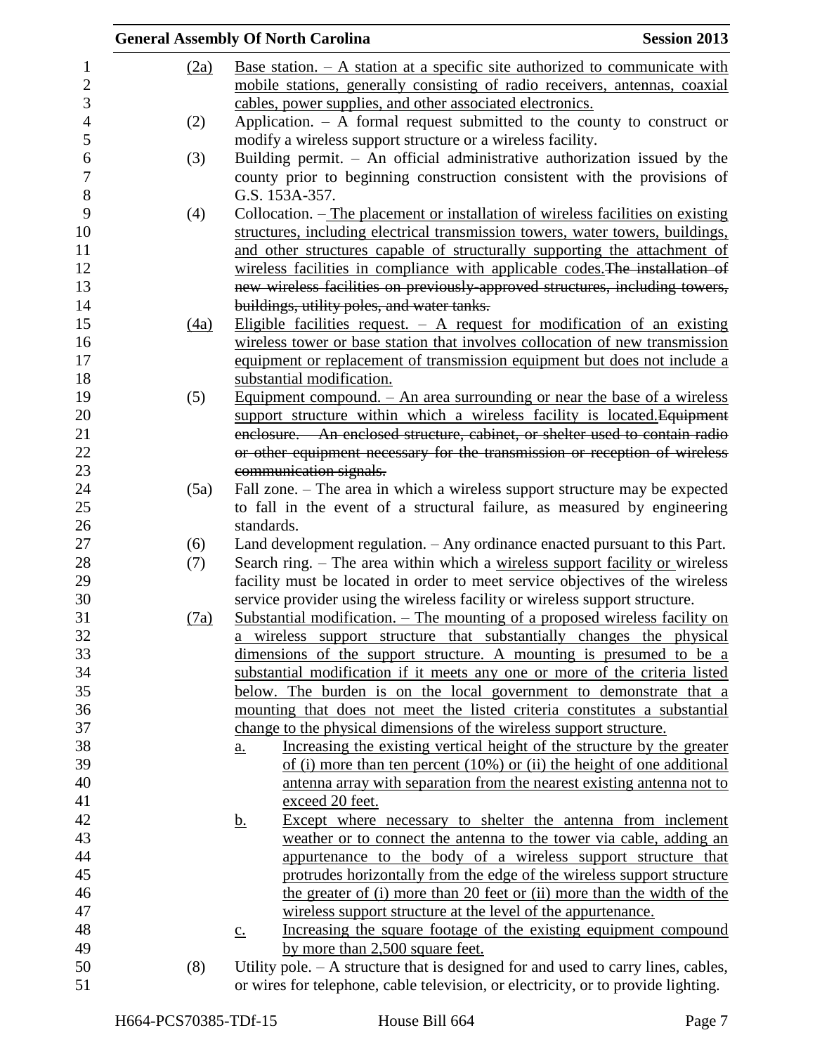(2a) Base station. – A station at a specific site authorized to communicate with mobile stations, generally consisting of radio receivers, antennas, coaxial cables, power supplies, and other associated electronics.

(2) Application. – A formal request submitted to the county to construct or modify a wireless support structure or a wireless facility.

(3) Building permit. – An official administrative authorization issued by the county prior to beginning construction consistent with the provisions of G.S. 153A-357.

(4) Collocation. – The placement or installation of wireless facilities on existing structures, including electrical transmission towers, water towers, buildings, and other structures capable of structurally supporting the attachment of wireless facilities in compliance with applicable codes. ~~The installation of new wireless facilities on previously-approved structures, including towers, buildings, utility poles, and water tanks.~~

(4a) Eligible facilities request. – A request for modification of an existing wireless tower or base station that involves collocation of new transmission equipment or replacement of transmission equipment but does not include a substantial modification.

(5) Equipment compound. – An area surrounding or near the base of a wireless support structure within which a wireless facility is located. ~~Equipment enclosure. – An enclosed structure, cabinet, or shelter used to contain radio or other equipment necessary for the transmission or reception of wireless communication signals.~~

(5a) Fall zone. – The area in which a wireless support structure may be expected to fall in the event of a structural failure, as measured by engineering standards.

(6) Land development regulation. – Any ordinance enacted pursuant to this Part.

(7) Search ring. – The area within which a wireless support facility or wireless facility must be located in order to meet service objectives of the wireless service provider using the wireless facility or wireless support structure.

(7a) Substantial modification. – The mounting of a proposed wireless facility on a wireless support structure that substantially changes the physical dimensions of the support structure. A mounting is presumed to be a substantial modification if it meets any one or more of the criteria listed below. The burden is on the local government to demonstrate that a mounting that does not meet the listed criteria constitutes a substantial change to the physical dimensions of the wireless support structure.

a. Increasing the existing vertical height of the structure by the greater of (i) more than ten percent (10%) or (ii) the height of one additional antenna array with separation from the nearest existing antenna not to exceed 20 feet.

b. Except where necessary to shelter the antenna from inclement weather or to connect the antenna to the tower via cable, adding an appurtenance to the body of a wireless support structure that protrudes horizontally from the edge of the wireless support structure the greater of (i) more than 20 feet or (ii) more than the width of the wireless support structure at the level of the appurtenance.

c. Increasing the square footage of the existing equipment compound by more than 2,500 square feet.

(8) Utility pole. – A structure that is designed for and used to carry lines, cables, or wires for telephone, cable television, or electricity, or to provide lighting.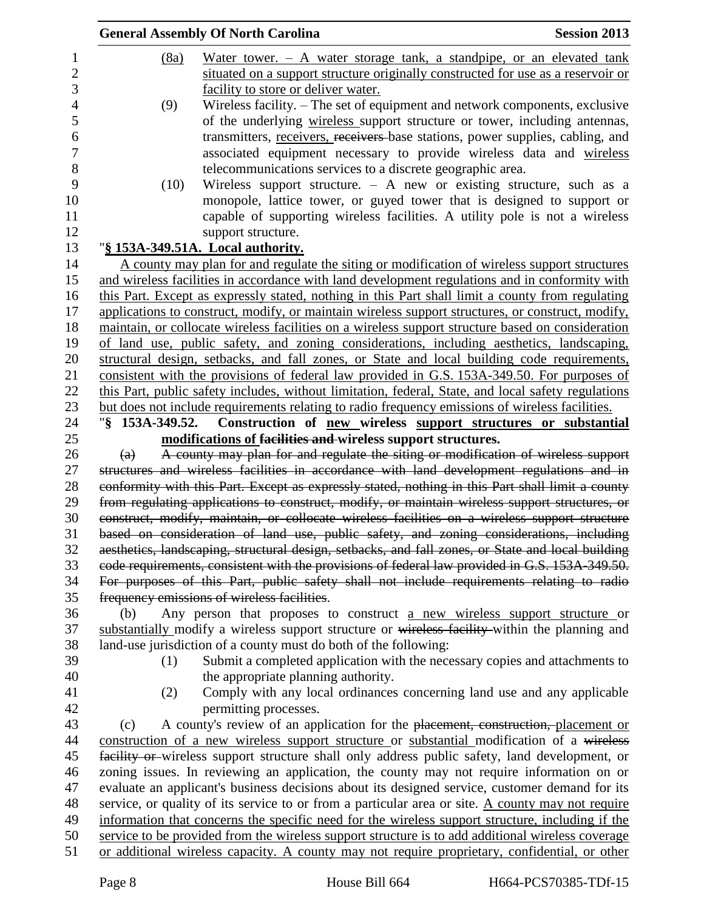(8a) Water tower. – A water storage tank, a standpipe, or an elevated tank situated on a support structure originally constructed for use as a reservoir or facility to store or deliver water.

(9) Wireless facility. – The set of equipment and network components, exclusive of the underlying wireless support structure or tower, including antennas, transmitters, receivers, ~~receivers~~ base stations, power supplies, cabling, and associated equipment necessary to provide wireless data and wireless telecommunications services to a discrete geographic area.

(10) Wireless support structure. – A new or existing structure, such as a monopole, lattice tower, or guyed tower that is designed to support or capable of supporting wireless facilities. A utility pole is not a wireless support structure.

"**§ 153A-349.51A. Local authority.**

A county may plan for and regulate the siting or modification of wireless support structures and wireless facilities in accordance with land development regulations and in conformity with this Part. Except as expressly stated, nothing in this Part shall limit a county from regulating applications to construct, modify, or maintain wireless support structures, or construct, modify, maintain, or collocate wireless facilities on a wireless support structure based on consideration of land use, public safety, and zoning considerations, including aesthetics, landscaping, structural design, setbacks, and fall zones, or State and local building code requirements, consistent with the provisions of federal law provided in G.S. 153A-349.50. For purposes of this Part, public safety includes, without limitation, federal, State, and local safety regulations but does not include requirements relating to radio frequency emissions of wireless facilities.

"**§ 153A-349.52. Construction of new wireless support structures or substantial modifications of ~~facilities and~~ wireless support structures.**

~~(a) A county may plan for and regulate the siting or modification of wireless support structures and wireless facilities in accordance with land development regulations and in conformity with this Part. Except as expressly stated, nothing in this Part shall limit a county from regulating applications to construct, modify, or maintain wireless support structures, or construct, modify, maintain, or collocate wireless facilities on a wireless support structure based on consideration of land use, public safety, and zoning considerations, including aesthetics, landscaping, structural design, setbacks, and fall zones, or State and local building code requirements, consistent with the provisions of federal law provided in G.S. 153A-349.50. For purposes of this Part, public safety shall not include requirements relating to radio frequency emissions of wireless facilities.~~

(b) Any person that proposes to construct a new wireless support structure or substantially modify a wireless support structure or ~~wireless facility~~ within the planning and land-use jurisdiction of a county must do both of the following:

(1) Submit a completed application with the necessary copies and attachments to the appropriate planning authority.

(2) Comply with any local ordinances concerning land use and any applicable permitting processes.

(c) A county's review of an application for the ~~placement, construction,~~ placement or construction of a new wireless support structure or substantial modification of a ~~wireless facility or~~ wireless support structure shall only address public safety, land development, or zoning issues. In reviewing an application, the county may not require information on or evaluate an applicant's business decisions about its designed service, customer demand for its service, or quality of its service to or from a particular area or site. A county may not require information that concerns the specific need for the wireless support structure, including if the service to be provided from the wireless support structure is to add additional wireless coverage or additional wireless capacity. A county may not require proprietary, confidential, or other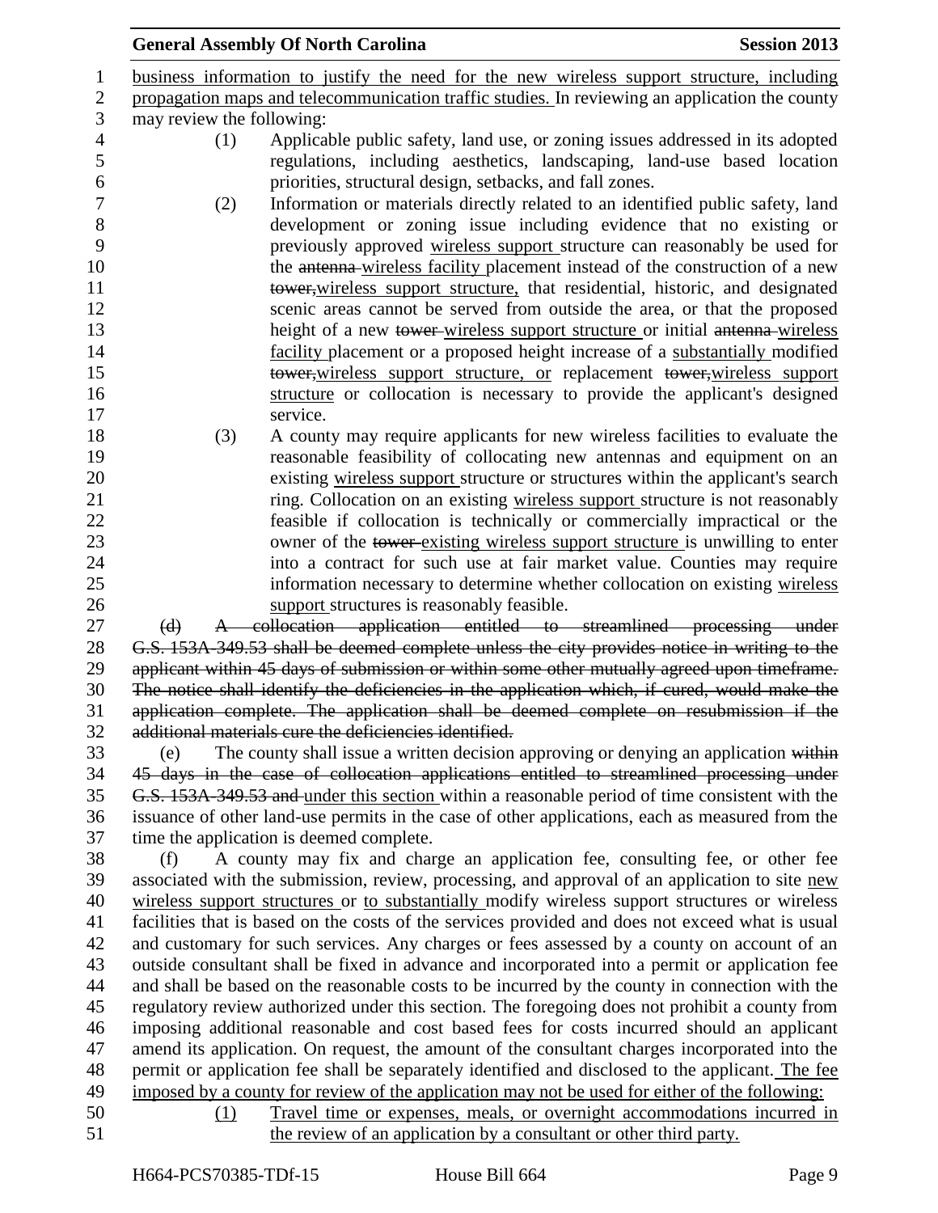business information to justify the need for the new wireless support structure, including propagation maps and telecommunication traffic studies. In reviewing an application the county may review the following:

(1) Applicable public safety, land use, or zoning issues addressed in its adopted regulations, including aesthetics, landscaping, land-use based location priorities, structural design, setbacks, and fall zones.

(2) Information or materials directly related to an identified public safety, land development or zoning issue including evidence that no existing or previously approved wireless support structure can reasonably be used for the ~~antenna~~ wireless facility placement instead of the construction of a new ~~tower,~~wireless support structure, that residential, historic, and designated scenic areas cannot be served from outside the area, or that the proposed height of a new ~~tower~~ wireless support structure or initial ~~antenna~~ wireless facility placement or a proposed height increase of a substantially modified ~~tower,~~wireless support structure, or replacement ~~tower,~~wireless support structure or collocation is necessary to provide the applicant's designed service.

(3) A county may require applicants for new wireless facilities to evaluate the reasonable feasibility of collocating new antennas and equipment on an existing wireless support structure or structures within the applicant's search ring. Collocation on an existing wireless support structure is not reasonably feasible if collocation is technically or commercially impractical or the owner of the ~~tower~~ existing wireless support structure is unwilling to enter into a contract for such use at fair market value. Counties may require information necessary to determine whether collocation on existing wireless support structures is reasonably feasible.

~~(d) A collocation application entitled to streamlined processing under G.S. 153A-349.53 shall be deemed complete unless the city provides notice in writing to the applicant within 45 days of submission or within some other mutually agreed upon timeframe. The notice shall identify the deficiencies in the application which, if cured, would make the application complete. The application shall be deemed complete on resubmission if the additional materials cure the deficiencies identified.~~

(e) The county shall issue a written decision approving or denying an application ~~within 45 days in the case of collocation applications entitled to streamlined processing under G.S. 153A-349.53 and~~ under this section within a reasonable period of time consistent with the issuance of other land-use permits in the case of other applications, each as measured from the time the application is deemed complete.

(f) A county may fix and charge an application fee, consulting fee, or other fee associated with the submission, review, processing, and approval of an application to site new wireless support structures or to substantially modify wireless support structures or wireless facilities that is based on the costs of the services provided and does not exceed what is usual and customary for such services. Any charges or fees assessed by a county on account of an outside consultant shall be fixed in advance and incorporated into a permit or application fee and shall be based on the reasonable costs to be incurred by the county in connection with the regulatory review authorized under this section. The foregoing does not prohibit a county from imposing additional reasonable and cost based fees for costs incurred should an applicant amend its application. On request, the amount of the consultant charges incorporated into the permit or application fee shall be separately identified and disclosed to the applicant. The fee imposed by a county for review of the application may not be used for either of the following:

(1) Travel time or expenses, meals, or overnight accommodations incurred in the review of an application by a consultant or other third party.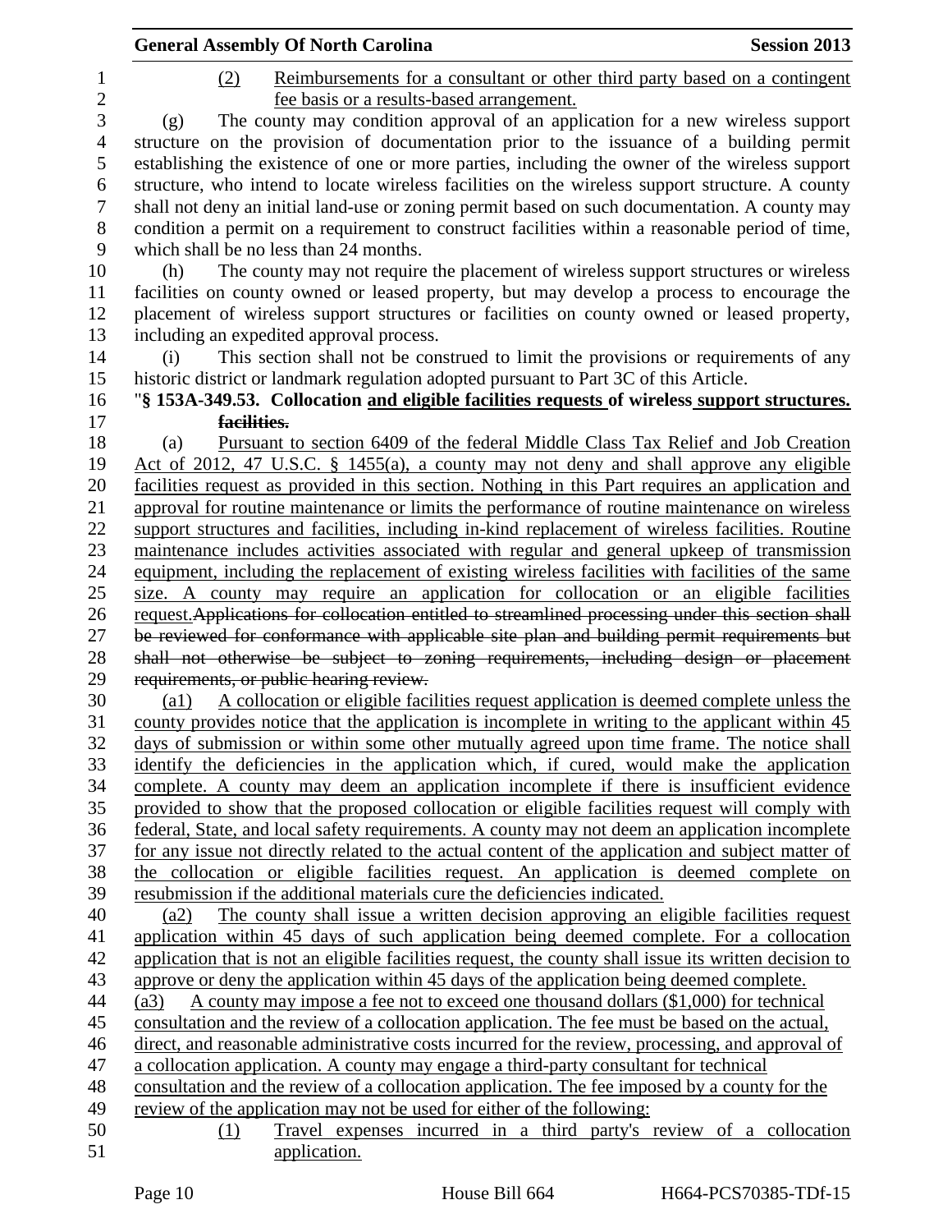(2) Reimbursements for a consultant or other third party based on a contingent fee basis or a results-based arrangement.

(g) The county may condition approval of an application for a new wireless support structure on the provision of documentation prior to the issuance of a building permit establishing the existence of one or more parties, including the owner of the wireless support structure, who intend to locate wireless facilities on the wireless support structure. A county shall not deny an initial land-use or zoning permit based on such documentation. A county may condition a permit on a requirement to construct facilities within a reasonable period of time, which shall be no less than 24 months.

(h) The county may not require the placement of wireless support structures or wireless facilities on county owned or leased property, but may develop a process to encourage the placement of wireless support structures or facilities on county owned or leased property, including an expedited approval process.

(i) This section shall not be construed to limit the provisions or requirements of any historic district or landmark regulation adopted pursuant to Part 3C of this Article.

"**§ 153A-349.53. Collocation and eligible facilities requests of wireless support structures. ~~facilities.~~**

(a) Pursuant to section 6409 of the federal Middle Class Tax Relief and Job Creation Act of 2012, 47 U.S.C. § 1455(a), a county may not deny and shall approve any eligible facilities request as provided in this section. Nothing in this Part requires an application and approval for routine maintenance or limits the performance of routine maintenance on wireless support structures and facilities, including in-kind replacement of wireless facilities. Routine maintenance includes activities associated with regular and general upkeep of transmission equipment, including the replacement of existing wireless facilities with facilities of the same size. A county may require an application for collocation or an eligible facilities request.~~Applications for collocation entitled to streamlined processing under this section shall be reviewed for conformance with applicable site plan and building permit requirements but shall not otherwise be subject to zoning requirements, including design or placement requirements, or public hearing review.~~

(a1) A collocation or eligible facilities request application is deemed complete unless the county provides notice that the application is incomplete in writing to the applicant within 45 days of submission or within some other mutually agreed upon time frame. The notice shall identify the deficiencies in the application which, if cured, would make the application complete. A county may deem an application incomplete if there is insufficient evidence provided to show that the proposed collocation or eligible facilities request will comply with federal, State, and local safety requirements. A county may not deem an application incomplete for any issue not directly related to the actual content of the application and subject matter of the collocation or eligible facilities request. An application is deemed complete on resubmission if the additional materials cure the deficiencies indicated.

(a2) The county shall issue a written decision approving an eligible facilities request application within 45 days of such application being deemed complete. For a collocation application that is not an eligible facilities request, the county shall issue its written decision to approve or deny the application within 45 days of the application being deemed complete.

(a3) A county may impose a fee not to exceed one thousand dollars ($1,000) for technical consultation and the review of a collocation application. The fee must be based on the actual, direct, and reasonable administrative costs incurred for the review, processing, and approval of a collocation application. A county may engage a third-party consultant for technical consultation and the review of a collocation application. The fee imposed by a county for the review of the application may not be used for either of the following:

(1) Travel expenses incurred in a third party's review of a collocation application.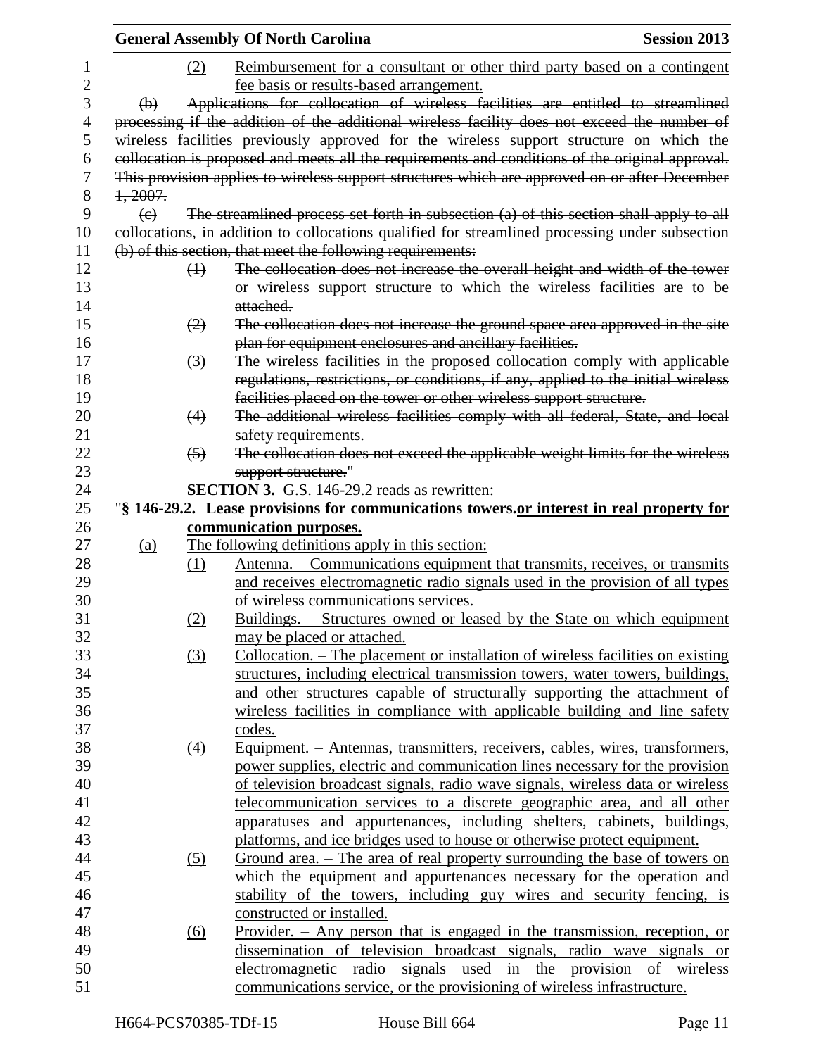(2) Reimbursement for a consultant or other third party based on a contingent fee basis or results-based arrangement.

~~(b) Applications for collocation of wireless facilities are entitled to streamlined processing if the addition of the additional wireless facility does not exceed the number of wireless facilities previously approved for the wireless support structure on which the collocation is proposed and meets all the requirements and conditions of the original approval. This provision applies to wireless support structures which are approved on or after December 1, 2007.~~

~~(c) The streamlined process set forth in subsection (a) of this section shall apply to all collocations, in addition to collocations qualified for streamlined processing under subsection (b) of this section, that meet the following requirements:~~

~~(1) The collocation does not increase the overall height and width of the tower or wireless support structure to which the wireless facilities are to be attached.~~

~~(2) The collocation does not increase the ground space area approved in the site plan for equipment enclosures and ancillary facilities.~~

~~(3) The wireless facilities in the proposed collocation comply with applicable regulations, restrictions, or conditions, if any, applied to the initial wireless facilities placed on the tower or other wireless support structure.~~

~~(4) The additional wireless facilities comply with all federal, State, and local safety requirements.~~

~~(5) The collocation does not exceed the applicable weight limits for the wireless support structure.~~"

**SECTION 3.** G.S. 146-29.2 reads as rewritten:

"**§ 146-29.2. Lease ~~provisions for communications towers.~~or interest in real property for communication purposes.**

(a) The following definitions apply in this section:

(1) Antenna. – Communications equipment that transmits, receives, or transmits and receives electromagnetic radio signals used in the provision of all types of wireless communications services.

(2) Buildings. – Structures owned or leased by the State on which equipment may be placed or attached.

(3) Collocation. – The placement or installation of wireless facilities on existing structures, including electrical transmission towers, water towers, buildings, and other structures capable of structurally supporting the attachment of wireless facilities in compliance with applicable building and line safety codes.

(4) Equipment. – Antennas, transmitters, receivers, cables, wires, transformers, power supplies, electric and communication lines necessary for the provision of television broadcast signals, radio wave signals, wireless data or wireless telecommunication services to a discrete geographic area, and all other apparatuses and appurtenances, including shelters, cabinets, buildings, platforms, and ice bridges used to house or otherwise protect equipment.

(5) Ground area. – The area of real property surrounding the base of towers on which the equipment and appurtenances necessary for the operation and stability of the towers, including guy wires and security fencing, is constructed or installed.

(6) Provider. – Any person that is engaged in the transmission, reception, or dissemination of television broadcast signals, radio wave signals or electromagnetic radio signals used in the provision of wireless communications service, or the provisioning of wireless infrastructure.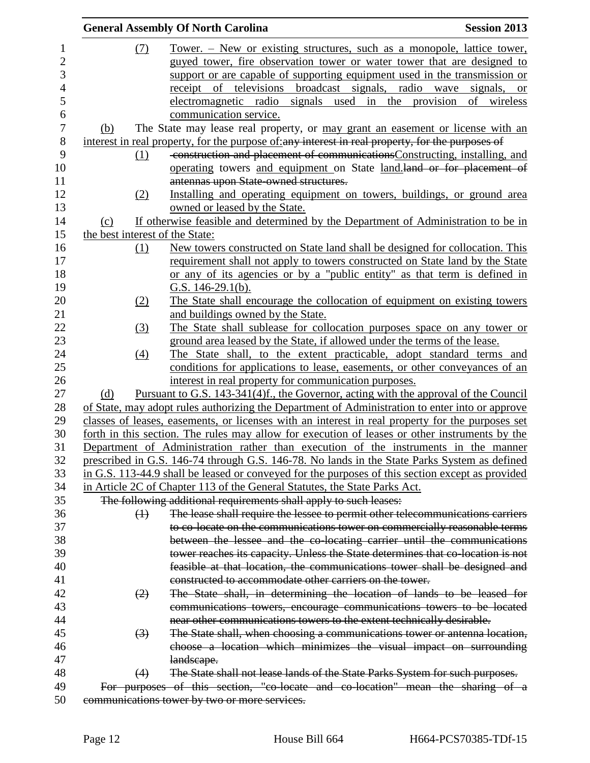(7) Tower. – New or existing structures, such as a monopole, lattice tower, guyed tower, fire observation tower or water tower that are designed to support or are capable of supporting equipment used in the transmission or receipt of televisions broadcast signals, radio wave signals, or electromagnetic radio signals used in the provision of wireless communication service.

(b) The State may lease real property, or may grant an easement or license with an interest in real property, for the purpose of:~~any interest in real property, for the purposes of~~

(1) ~~construction and placement of communications~~Constructing, installing, and operating towers and equipment on State land.~~land or for placement of antennas upon State-owned structures.~~

(2) Installing and operating equipment on towers, buildings, or ground area owned or leased by the State.

(c) If otherwise feasible and determined by the Department of Administration to be in the best interest of the State:

(1) New towers constructed on State land shall be designed for collocation. This requirement shall not apply to towers constructed on State land by the State or any of its agencies or by a "public entity" as that term is defined in G.S. 146-29.1(b).

(2) The State shall encourage the collocation of equipment on existing towers and buildings owned by the State.

(3) The State shall sublease for collocation purposes space on any tower or ground area leased by the State, if allowed under the terms of the lease.

(4) The State shall, to the extent practicable, adopt standard terms and conditions for applications to lease, easements, or other conveyances of an interest in real property for communication purposes.

(d) Pursuant to G.S. 143-341(4)f., the Governor, acting with the approval of the Council of State, may adopt rules authorizing the Department of Administration to enter into or approve classes of leases, easements, or licenses with an interest in real property for the purposes set forth in this section. The rules may allow for execution of leases or other instruments by the Department of Administration rather than execution of the instruments in the manner prescribed in G.S. 146-74 through G.S. 146-78. No lands in the State Parks System as defined in G.S. 113-44.9 shall be leased or conveyed for the purposes of this section except as provided in Article 2C of Chapter 113 of the General Statutes, the State Parks Act.

~~The following additional requirements shall apply to such leases:~~

~~(1) The lease shall require the lessee to permit other telecommunications carriers to co-locate on the communications tower on commercially reasonable terms between the lessee and the co-locating carrier until the communications tower reaches its capacity. Unless the State determines that co-location is not feasible at that location, the communications tower shall be designed and constructed to accommodate other carriers on the tower.~~

~~(2) The State shall, in determining the location of lands to be leased for communications towers, encourage communications towers to be located near other communications towers to the extent technically desirable.~~

~~(3) The State shall, when choosing a communications tower or antenna location, choose a location which minimizes the visual impact on surrounding landscape.~~

~~(4) The State shall not lease lands of the State Parks System for such purposes.~~

~~For purposes of this section, "co-locate and co-location" mean the sharing of a communications tower by two or more services.~~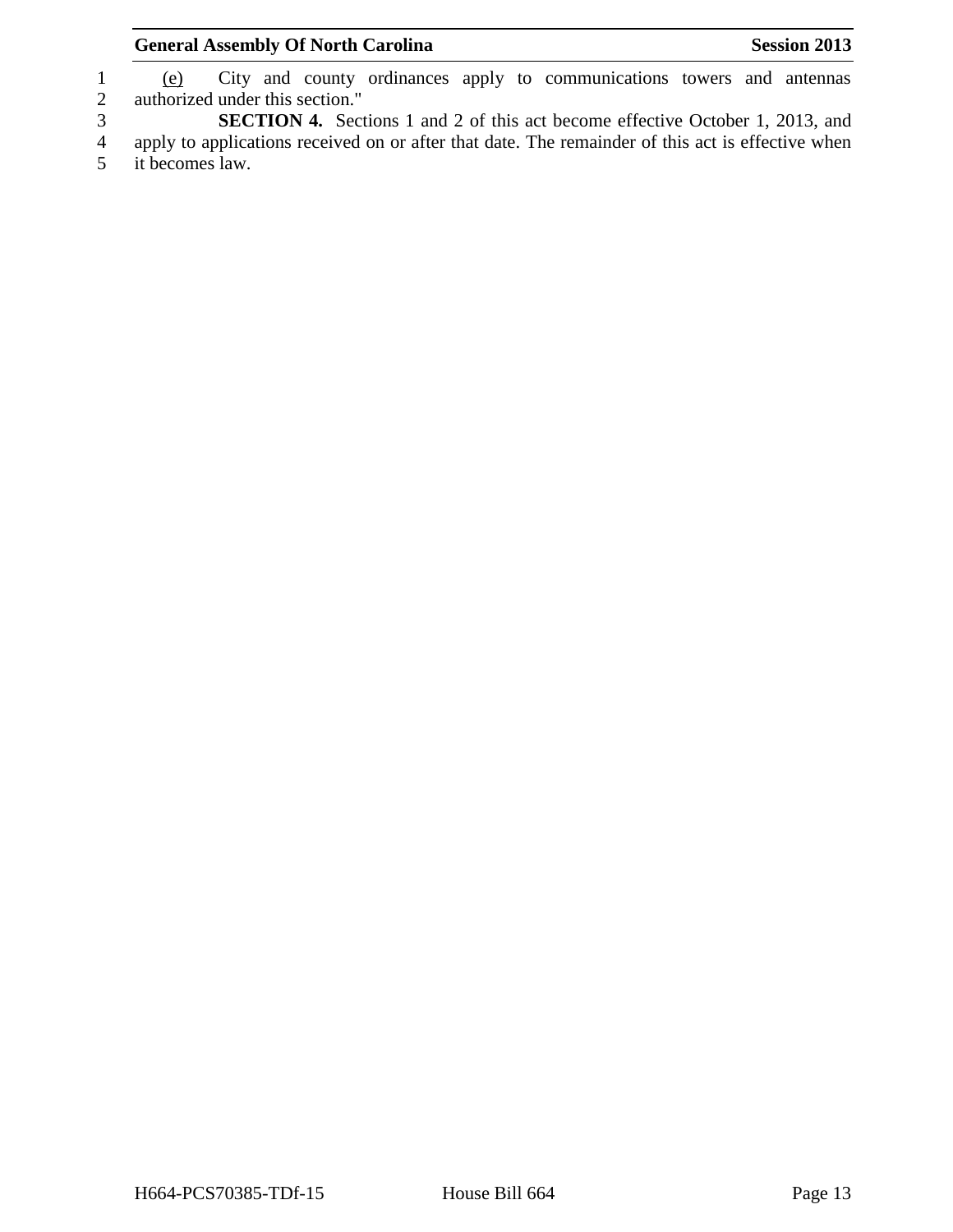(e) City and county ordinances apply to communications towers and antennas authorized under this section."

**SECTION 4.** Sections 1 and 2 of this act become effective October 1, 2013, and apply to applications received on or after that date. The remainder of this act is effective when it becomes law.